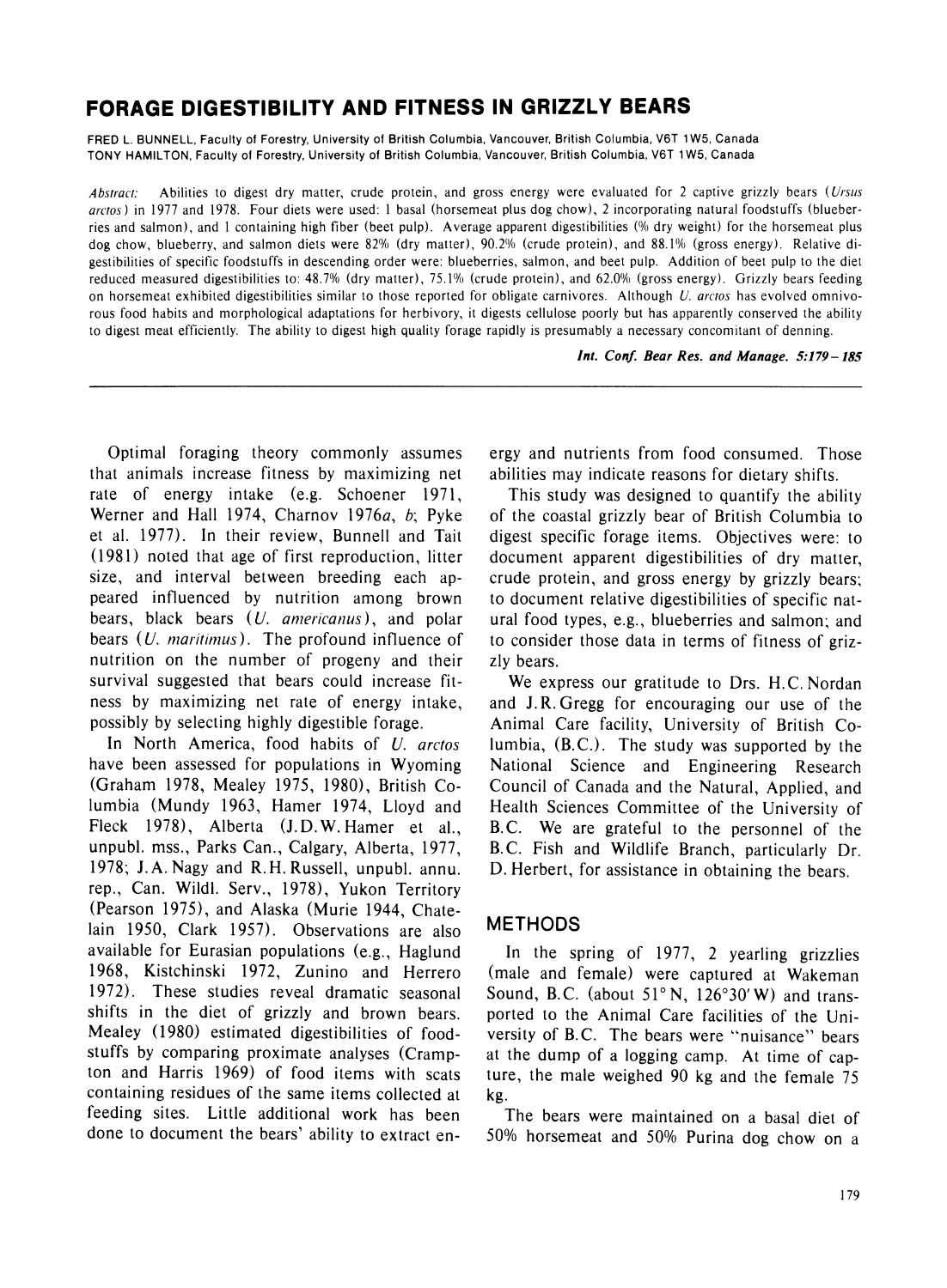# FORAGE DIGESTIBILITY AND FITNESS IN GRIZZLY BEARS

FRED L. BUNNELL, Faculty of Forestry, University of British Columbia, Vancouver, British Columbia, V6T 1W5, Canada
TONY HAMILTON, Faculty of Forestry, University of British Columbia, Vancouver, British Columbia, V6T 1W5, Canada

*Abstract:* Abilities to digest dry matter, crude protein, and gross energy were evaluated for 2 captive grizzly bears (*Ursus arctos*) in 1977 and 1978. Four diets were used: 1 basal (horsemeat plus dog chow), 2 incorporating natural foodstuffs (blueberries and salmon), and 1 containing high fiber (beet pulp). Average apparent digestibilities (% dry weight) for the horsemeat plus dog chow, blueberry, and salmon diets were 82% (dry matter), 90.2% (crude protein), and 88.1% (gross energy). Relative digestibilities of specific foodstuffs in descending order were: blueberries, salmon, and beet pulp. Addition of beet pulp to the diet reduced measured digestibilities to: 48.7% (dry matter), 75.1% (crude protein), and 62.0% (gross energy). Grizzly bears feeding on horsemeat exhibited digestibilities similar to those reported for obligate carnivores. Although *U. arctos* has evolved omnivorous food habits and morphological adaptations for herbivory, it digests cellulose poorly but has apparently conserved the ability to digest meat efficiently. The ability to digest high quality forage rapidly is presumably a necessary concomitant of denning.

*Int. Conf. Bear Res. and Manage. 5:179–185*

Optimal foraging theory commonly assumes that animals increase fitness by maximizing net rate of energy intake (e.g. Schoener 1971, Werner and Hall 1974, Charnov 1976*a*, *b*; Pyke et al. 1977). In their review, Bunnell and Tait (1981) noted that age of first reproduction, litter size, and interval between breeding each appeared influenced by nutrition among brown bears, black bears (*U. americanus*), and polar bears (*U. maritimus*). The profound influence of nutrition on the number of progeny and their survival suggested that bears could increase fitness by maximizing net rate of energy intake, possibly by selecting highly digestible forage.

In North America, food habits of *U. arctos* have been assessed for populations in Wyoming (Graham 1978, Mealey 1975, 1980), British Columbia (Mundy 1963, Hamer 1974, Lloyd and Fleck 1978), Alberta (J.D.W. Hamer et al., unpubl. mss., Parks Can., Calgary, Alberta, 1977, 1978; J.A. Nagy and R.H. Russell, unpubl. annu. rep., Can. Wildl. Serv., 1978), Yukon Territory (Pearson 1975), and Alaska (Murie 1944, Chatelain 1950, Clark 1957). Observations are also available for Eurasian populations (e.g., Haglund 1968, Kistchinski 1972, Zunino and Herrero 1972). These studies reveal dramatic seasonal shifts in the diet of grizzly and brown bears. Mealey (1980) estimated digestibilities of foodstuffs by comparing proximate analyses (Crampton and Harris 1969) of food items with scats containing residues of the same items collected at feeding sites. Little additional work has been done to document the bears' ability to extract energy and nutrients from food consumed. Those abilities may indicate reasons for dietary shifts.

This study was designed to quantify the ability of the coastal grizzly bear of British Columbia to digest specific forage items. Objectives were: to document apparent digestibilities of dry matter, crude protein, and gross energy by grizzly bears; to document relative digestibilities of specific natural food types, e.g., blueberries and salmon; and to consider those data in terms of fitness of grizzly bears.

We express our gratitude to Drs. H.C. Nordan and J.R. Gregg for encouraging our use of the Animal Care facility, University of British Columbia, (B.C.). The study was supported by the National Science and Engineering Research Council of Canada and the Natural, Applied, and Health Sciences Committee of the University of B.C. We are grateful to the personnel of the B.C. Fish and Wildlife Branch, particularly Dr. D. Herbert, for assistance in obtaining the bears.

## METHODS

In the spring of 1977, 2 yearling grizzlies (male and female) were captured at Wakeman Sound, B.C. (about 51° N, 126°30′ W) and transported to the Animal Care facilities of the University of B.C. The bears were "nuisance" bears at the dump of a logging camp. At time of capture, the male weighed 90 kg and the female 75 kg.

The bears were maintained on a basal diet of 50% horsemeat and 50% Purina dog chow on a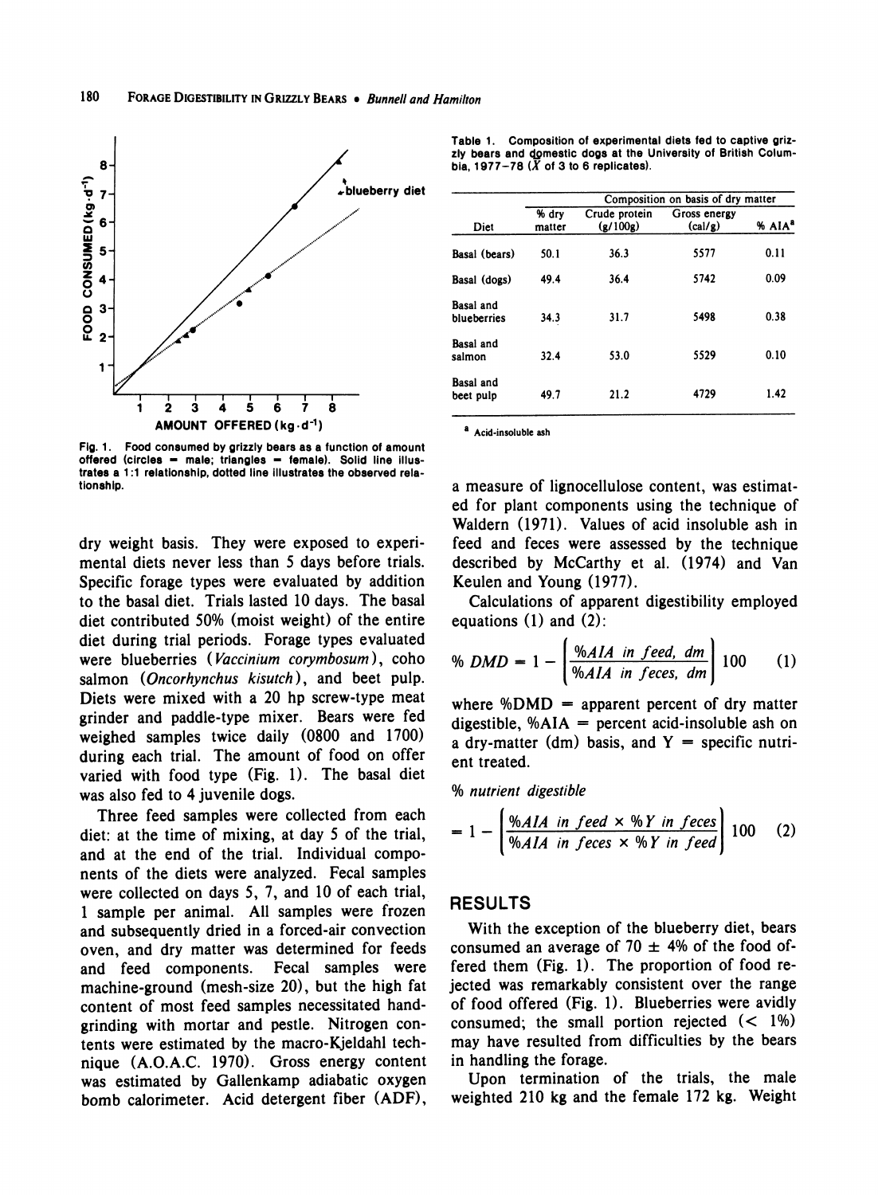Fig. 1. Food consumed by grizzly bears as a function of amount offered (circles = male; triangles = female). Solid line illustrates a 1:1 relationship, dotted line illustrates the observed relationship.

dry weight basis. They were exposed to experimental diets never less than 5 days before trials. Specific forage types were evaluated by addition to the basal diet. Trials lasted 10 days. The basal diet contributed 50% (moist weight) of the entire diet during trial periods. Forage types evaluated were blueberries (*Vaccinium corymbosum*), coho salmon (*Oncorhynchus kisutch*), and beet pulp. Diets were mixed with a 20 hp screw-type meat grinder and paddle-type mixer. Bears were fed weighed samples twice daily (0800 and 1700) during each trial. The amount of food on offer varied with food type (Fig. 1). The basal diet was also fed to 4 juvenile dogs.

Three feed samples were collected from each diet: at the time of mixing, at day 5 of the trial, and at the end of the trial. Individual components of the diets were analyzed. Fecal samples were collected on days 5, 7, and 10 of each trial, 1 sample per animal. All samples were frozen and subsequently dried in a forced-air convection oven, and dry matter was determined for feeds and feed components. Fecal samples were machine-ground (mesh-size 20), but the high fat content of most feed samples necessitated hand-grinding with mortar and pestle. Nitrogen contents were estimated by the macro-Kjeldahl technique (A.O.A.C. 1970). Gross energy content was estimated by Gallenkamp adiabatic oxygen bomb calorimeter. Acid detergent fiber (ADF), a measure of lignocellulose content, was estimated for plant components using the technique of Waldern (1971). Values of acid insoluble ash in feed and feces were assessed by the technique described by McCarthy et al. (1974) and Van Keulen and Young (1977).

Table 1. Composition of experimental diets fed to captive grizzly bears and domestic dogs at the University of British Columbia, 1977–78 ($\bar{X}$ of 3 to 6 replicates).

| | Composition on basis of dry matter | | | |
|---|---|---|---|---|
| Diet | % dry matter | Crude protein (g/100g) | Gross energy (cal/g) | % AIA[a] |
| Basal (bears) | 50.1 | 36.3 | 5577 | 0.11 |
| Basal (dogs) | 49.4 | 36.4 | 5742 | 0.09 |
| Basal and blueberries | 34.3 | 31.7 | 5498 | 0.38 |
| Basal and salmon | 32.4 | 53.0 | 5529 | 0.10 |
| Basal and beet pulp | 49.7 | 21.2 | 4729 | 1.42 |

[a] Acid-insoluble ash

Calculations of apparent digestibility employed equations (1) and (2):

$$\% \; DMD = 1 - \left[ \frac{\%AIA \; in \; feed, \; dm}{\%AIA \; in \; feces, \; dm} \right] 100 \qquad (1)$$

where %DMD = apparent percent of dry matter digestible, %AIA = percent acid-insoluble ash on a dry-matter (dm) basis, and Y = specific nutrient treated.

*% nutrient digestible*

$$= 1 - \left[ \frac{\%AIA \; in \; feed \times \%Y \; in \; feces}{\%AIA \; in \; feces \times \%Y \; in \; feed} \right] 100 \qquad (2)$$

## RESULTS

With the exception of the blueberry diet, bears consumed an average of 70 ± 4% of the food offered them (Fig. 1). The proportion of food rejected was remarkably consistent over the range of food offered (Fig. 1). Blueberries were avidly consumed; the small portion rejected (< 1%) may have resulted from difficulties by the bears in handling the forage.

Upon termination of the trials, the male weighted 210 kg and the female 172 kg. Weight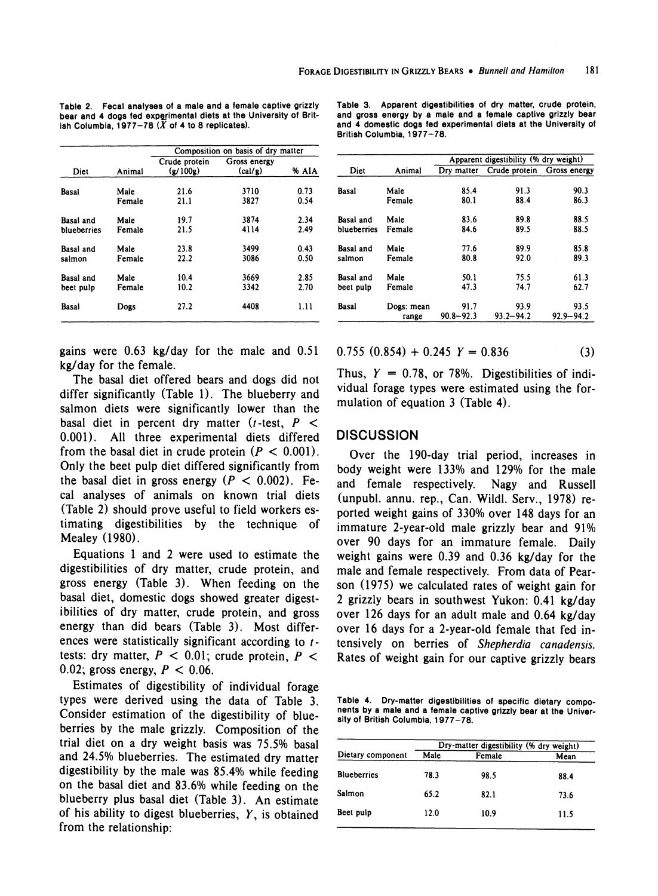Table 2. Fecal analyses of a male and a female captive grizzly bear and 4 dogs fed experimental diets at the University of British Columbia, 1977–78 ($\bar{X}$ of 4 to 8 replicates).

| Diet | Animal | Composition on basis of dry matter | | |
|---|---|---|---|---|
| | | Crude protein (g/100g) | Gross energy (cal/g) | % AIA |
| Basal | Male | 21.6 | 3710 | 0.73 |
| | Female | 21.1 | 3827 | 0.54 |
| Basal and blueberries | Male | 19.7 | 3874 | 2.34 |
| | Female | 21.5 | 4114 | 2.49 |
| Basal and salmon | Male | 23.8 | 3499 | 0.43 |
| | Female | 22.2 | 3086 | 0.50 |
| Basal and beet pulp | Male | 10.4 | 3669 | 2.85 |
| | Female | 10.2 | 3342 | 2.70 |
| Basal | Dogs | 27.2 | 4408 | 1.11 |

Table 3. Apparent digestibilities of dry matter, crude protein, and gross energy by a male and a female captive grizzly bear and 4 domestic dogs fed experimental diets at the University of British Columbia, 1977–78.

| Diet | Animal | Apparent digestibility (% dry weight) | | |
|---|---|---|---|---|
| | | Dry matter | Crude protein | Gross energy |
| Basal | Male | 85.4 | 91.3 | 90.3 |
| | Female | 80.1 | 88.4 | 86.3 |
| Basal and blueberries | Male | 83.6 | 89.8 | 88.5 |
| | Female | 84.6 | 89.5 | 88.5 |
| Basal and salmon | Male | 77.6 | 89.9 | 85.8 |
| | Female | 80.8 | 92.0 | 89.3 |
| Basal and beet pulp | Male | 50.1 | 75.5 | 61.3 |
| | Female | 47.3 | 74.7 | 62.7 |
| Basal | Dogs: mean | 91.7 | 93.9 | 93.5 |
| | range | 90.8–92.3 | 93.2–94.2 | 92.9–94.2 |

gains were 0.63 kg/day for the male and 0.51 kg/day for the female.

The basal diet offered bears and dogs did not differ significantly (Table 1). The blueberry and salmon diets were significantly lower than the basal diet in percent dry matter ($t$-test, $P < 0.001$). All three experimental diets differed from the basal diet in crude protein ($P < 0.001$). Only the beet pulp diet differed significantly from the basal diet in gross energy ($P < 0.002$). Fecal analyses of animals on known trial diets (Table 2) should prove useful to field workers estimating digestibilities by the technique of Mealey (1980).

Equations 1 and 2 were used to estimate the digestibilities of dry matter, crude protein, and gross energy (Table 3). When feeding on the basal diet, domestic dogs showed greater digestibilities of dry matter, crude protein, and gross energy than did bears (Table 3). Most differences were statistically significant according to $t$-tests: dry matter, $P < 0.01$; crude protein, $P < 0.02$; gross energy, $P < 0.06$.

Estimates of digestibility of individual forage types were derived using the data of Table 3. Consider estimation of the digestibility of blueberries by the male grizzly. Composition of the trial diet on a dry weight basis was 75.5% basal and 24.5% blueberries. The estimated dry matter digestibility by the male was 85.4% while feeding on the basal diet and 83.6% while feeding on the blueberry plus basal diet (Table 3). An estimate of his ability to digest blueberries, $Y$, is obtained from the relationship:

$$0.755\ (0.854) + 0.245\ Y = 0.836 \qquad (3)$$

Thus, $Y = 0.78$, or 78%. Digestibilities of individual forage types were estimated using the formulation of equation 3 (Table 4).

## DISCUSSION

Over the 190-day trial period, increases in body weight were 133% and 129% for the male and female respectively. Nagy and Russell (unpubl. annu. rep., Can. Wildl. Serv., 1978) reported weight gains of 330% over 148 days for an immature 2-year-old male grizzly bear and 91% over 90 days for an immature female. Daily weight gains were 0.39 and 0.36 kg/day for the male and female respectively. From data of Pearson (1975) we calculated rates of weight gain for 2 grizzly bears in southwest Yukon: 0.41 kg/day over 126 days for an adult male and 0.64 kg/day over 16 days for a 2-year-old female that fed intensively on berries of *Shepherdia canadensis*. Rates of weight gain for our captive grizzly bears

Table 4. Dry-matter digestibilities of specific dietary components by a male and a female captive grizzly bear at the University of British Columbia, 1977–78.

| Dietary component | Dry-matter digestibility (% dry weight) | | |
|---|---|---|---|
| | Male | Female | Mean |
| Blueberries | 78.3 | 98.5 | 88.4 |
| Salmon | 65.2 | 82.1 | 73.6 |
| Beet pulp | 12.0 | 10.9 | 11.5 |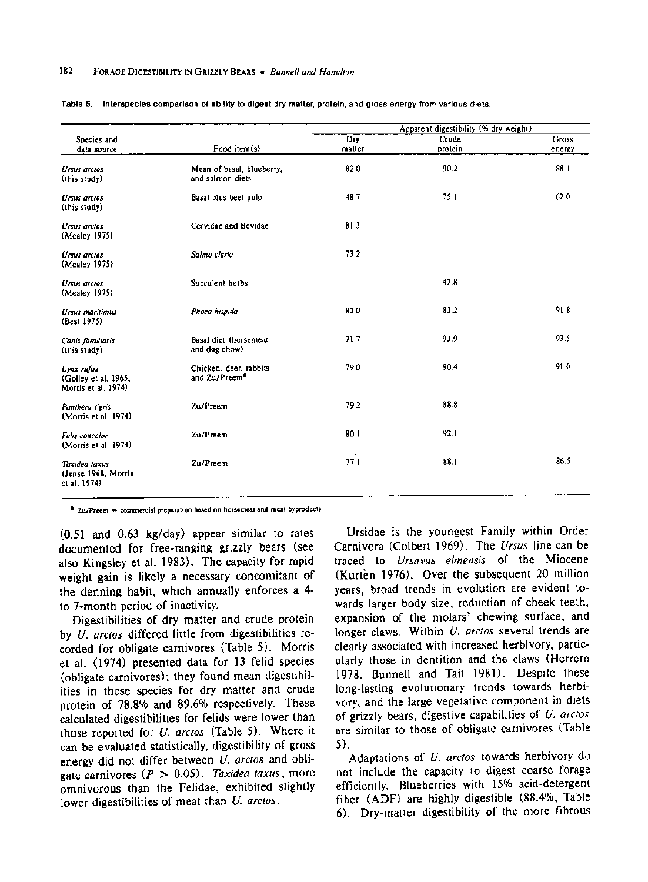Table 5. Interspecies comparison of ability to digest dry matter, protein, and gross energy from various diets.

| Species and data source | Food item(s) | Apparent digestibility (% dry weight) | | |
|---|---|---|---|---|
| | | Dry matter | Crude protein | Gross energy |
| *Ursus arctos* (this study) | Mean of basal, blueberry, and salmon diets | 82.0 | 90.2 | 88.1 |
| *Ursus arctos* (this study) | Basal plus beet pulp | 48.7 | 75.1 | 62.0 |
| *Ursus arctos* (Mealey 1975) | Cervidae and Bovidae | 81.3 | | |
| *Ursus arctos* (Mealey 1975) | *Salmo clarki* | 73.2 | | |
| *Ursus arctos* (Mealey 1975) | Succulent herbs | | 42.8 | |
| *Ursus maritimus* (Best 1975) | *Phoca hispida* | 82.0 | 83.2 | 91.8 |
| *Canis familiaris* (this study) | Basal diet (horsemeat and dog chow) | 91.7 | 93.9 | 93.5 |
| *Lynx rufus* (Golley et al. 1965, Morris et al. 1974) | Chicken, deer, rabbits and Zu/Preem[a] | 79.0 | 90.4 | 91.0 |
| *Panthera tigris* (Morris et al. 1974) | Zu/Preem | 79.2 | 88.8 | |
| *Felis concolor* (Morris et al. 1974) | Zu/Preem | 80.1 | 92.1 | |
| *Taxidea taxus* (Jense 1968, Morris et al. 1974) | Zu/Preem | 77.1 | 88.1 | 86.5 |

[a] Zu/Preem = commercial preparation based on horsemeat and meat byproducts

(0.51 and 0.63 kg/day) appear similar to rates documented for free-ranging grizzly bears (see also Kingsley et al. 1983). The capacity for rapid weight gain is likely a necessary concomitant of the denning habit, which annually enforces a 4- to 7-month period of inactivity.

Digestibilities of dry matter and crude protein by *U. arctos* differed little from digestibilities recorded for obligate carnivores (Table 5). Morris et al. (1974) presented data for 13 felid species (obligate carnivores); they found mean digestibilities in these species for dry matter and crude protein of 78.8% and 89.6% respectively. These calculated digestibilities for felids were lower than those reported for *U. arctos* (Table 5). Where it can be evaluated statistically, digestibility of gross energy did not differ between *U. arctos* and obligate carnivores ($P > 0.05$). *Taxidea taxus*, more omnivorous than the Felidae, exhibited slightly lower digestibilities of meat than *U. arctos*.

Ursidae is the youngest Family within Order Carnivora (Colbert 1969). The *Ursus* line can be traced to *Ursavus elmensis* of the Miocene (Kurtèn 1976). Over the subsequent 20 million years, broad trends in evolution are evident towards larger body size, reduction of cheek teeth, expansion of the molars' chewing surface, and longer claws. Within *U. arctos* several trends are clearly associated with increased herbivory, particularly those in dentition and the claws (Herrero 1978, Bunnell and Tait 1981). Despite these long-lasting evolutionary trends towards herbivory, and the large vegetative component in diets of grizzly bears, digestive capabilities of *U. arctos* are similar to those of obligate carnivores (Table 5).

Adaptations of *U. arctos* towards herbivory do not include the capacity to digest coarse forage efficiently. Blueberries with 15% acid-detergent fiber (ADF) are highly digestible (88.4%, Table 6). Dry-matter digestibility of the more fibrous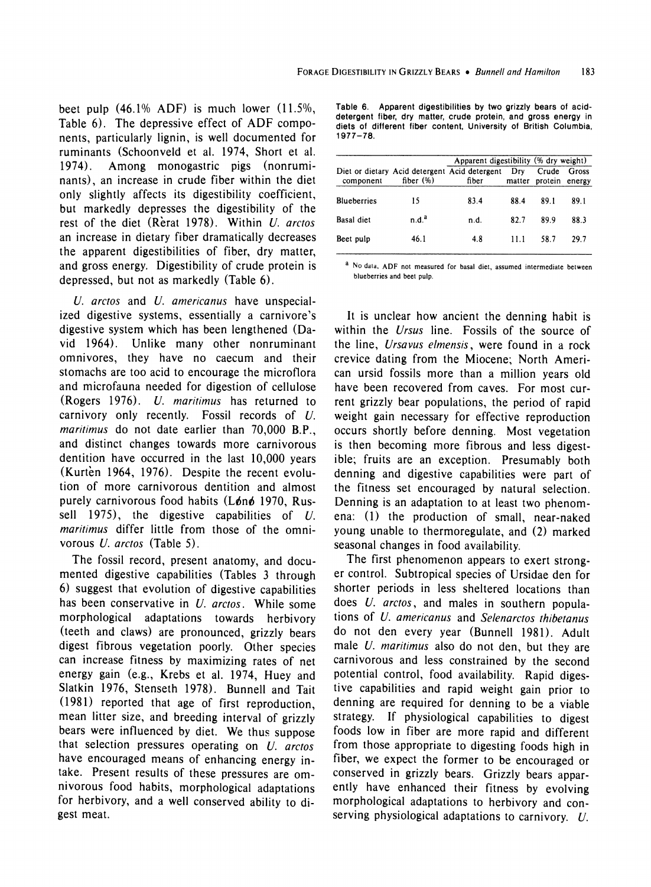beet pulp (46.1% ADF) is much lower (11.5%, Table 6). The depressive effect of ADF components, particularly lignin, is well documented for ruminants (Schoonveld et al. 1974, Short et al. 1974). Among monogastric pigs (nonruminants), an increase in crude fiber within the diet only slightly affects its digestibility coefficient, but markedly depresses the digestibility of the rest of the diet (Rèrat 1978). Within *U. arctos* an increase in dietary fiber dramatically decreases the apparent digestibilities of fiber, dry matter, and gross energy. Digestibility of crude protein is depressed, but not as markedly (Table 6).

Table 6. Apparent digestibilities by two grizzly bears of acid-detergent fiber, dry matter, crude protein, and gross energy in diets of different fiber content, University of British Columbia, 1977–78.

| Diet or dietary component | Acid detergent fiber (%) | Apparent digestibility (% dry weight) | | | |
|---|---|---|---|---|---|
| | | Acid detergent fiber | Dry matter | Crude protein | Gross energy |
| Blueberries | 15 | 83.4 | 88.4 | 89.1 | 89.1 |
| Basal diet | n.d.[a] | n.d. | 82.7 | 89.9 | 88.3 |
| Beet pulp | 46.1 | 4.8 | 11.1 | 58.7 | 29.7 |

[a] No data, ADF not measured for basal diet, assumed intermediate between blueberries and beet pulp.

*U. arctos* and *U. americanus* have unspecialized digestive systems, essentially a carnivore's digestive system which has been lengthened (David 1964). Unlike many other nonruminant omnivores, they have no caecum and their stomachs are too acid to encourage the microflora and microfauna needed for digestion of cellulose (Rogers 1976). *U. maritimus* has returned to carnivory only recently. Fossil records of *U. maritimus* do not date earlier than 70,000 B.P., and distinct changes towards more carnivorous dentition have occurred in the last 10,000 years (Kurtèn 1964, 1976). Despite the recent evolution of more carnivorous dentition and almost purely carnivorous food habits (Lønø 1970, Russell 1975), the digestive capabilities of *U. maritimus* differ little from those of the omnivorous *U. arctos* (Table 5).

The fossil record, present anatomy, and documented digestive capabilities (Tables 3 through 6) suggest that evolution of digestive capabilities has been conservative in *U. arctos*. While some morphological adaptations towards herbivory (teeth and claws) are pronounced, grizzly bears digest fibrous vegetation poorly. Other species can increase fitness by maximizing rates of net energy gain (e.g., Krebs et al. 1974, Huey and Slatkin 1976, Stenseth 1978). Bunnell and Tait (1981) reported that age of first reproduction, mean litter size, and breeding interval of grizzly bears were influenced by diet. We thus suppose that selection pressures operating on *U. arctos* have encouraged means of enhancing energy intake. Present results of these pressures are omnivorous food habits, morphological adaptations for herbivory, and a well conserved ability to digest meat.

It is unclear how ancient the denning habit is within the *Ursus* line. Fossils of the source of the line, *Ursavus elmensis*, were found in a rock crevice dating from the Miocene; North American ursid fossils more than a million years old have been recovered from caves. For most current grizzly bear populations, the period of rapid weight gain necessary for effective reproduction occurs shortly before denning. Most vegetation is then becoming more fibrous and less digestible; fruits are an exception. Presumably both denning and digestive capabilities were part of the fitness set encouraged by natural selection. Denning is an adaptation to at least two phenomena: (1) the production of small, near-naked young unable to thermoregulate, and (2) marked seasonal changes in food availability.

The first phenomenon appears to exert stronger control. Subtropical species of Ursidae den for shorter periods in less sheltered locations than does *U. arctos*, and males in southern populations of *U. americanus* and *Selenarctos thibetanus* do not den every year (Bunnell 1981). Adult male *U. maritimus* also do not den, but they are carnivorous and less constrained by the second potential control, food availability. Rapid digestive capabilities and rapid weight gain prior to denning are required for denning to be a viable strategy. If physiological capabilities to digest foods low in fiber are more rapid and different from those appropriate to digesting foods high in fiber, we expect the former to be encouraged or conserved in grizzly bears. Grizzly bears apparently have enhanced their fitness by evolving morphological adaptations to herbivory and conserving physiological adaptations to carnivory. *U.*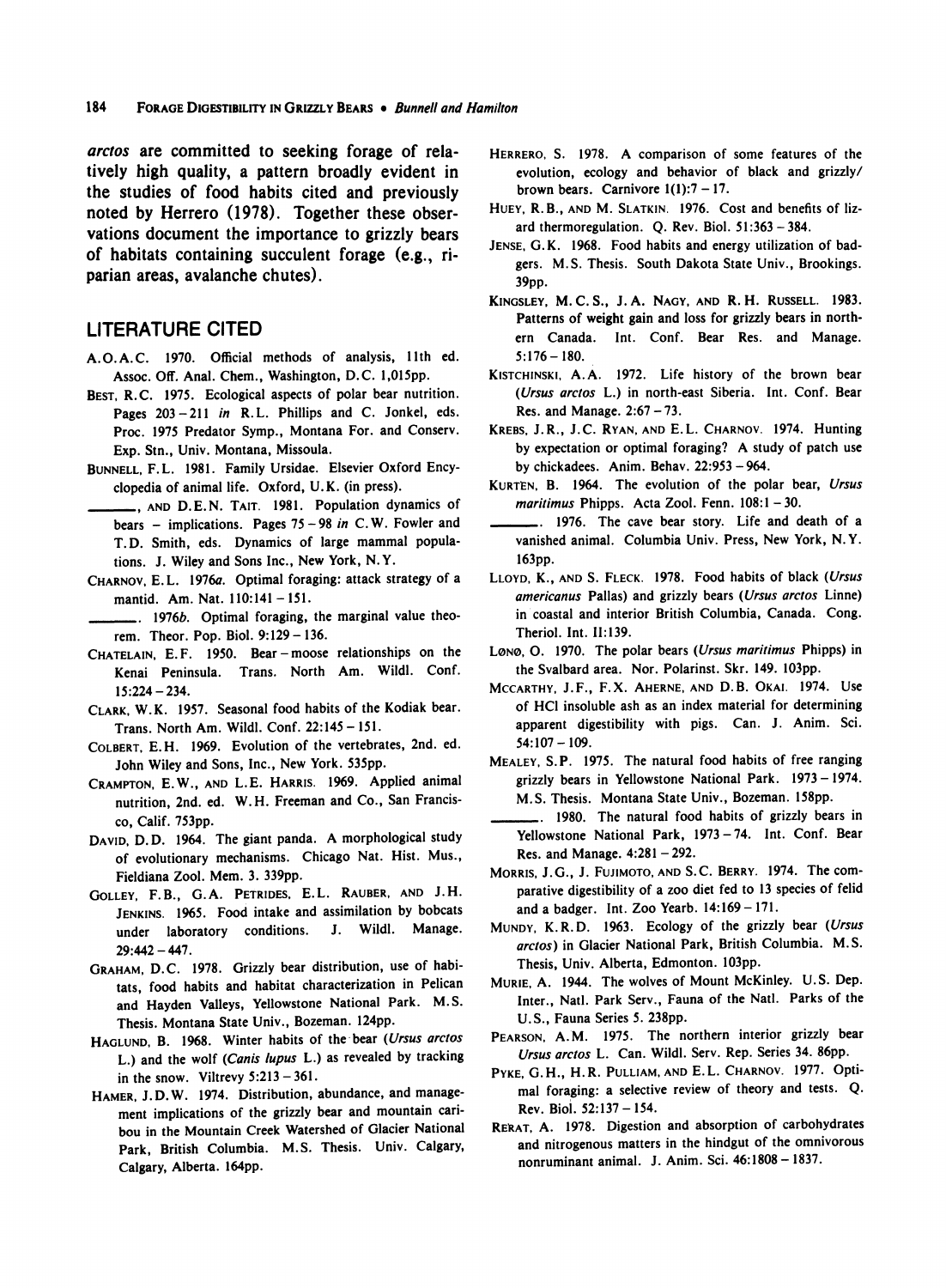*arctos* are committed to seeking forage of relatively high quality, a pattern broadly evident in the studies of food habits cited and previously noted by Herrero (1978). Together these observations document the importance to grizzly bears of habitats containing succulent forage (e.g., riparian areas, avalanche chutes).

## LITERATURE CITED

A.O.A.C. 1970. Official methods of analysis, 11th ed. Assoc. Off. Anal. Chem., Washington, D.C. 1,015pp.

BEST, R.C. 1975. Ecological aspects of polar bear nutrition. Pages 203 – 211 *in* R.L. Phillips and C. Jonkel, eds. Proc. 1975 Predator Symp., Montana For. and Conserv. Exp. Stn., Univ. Montana, Missoula.

BUNNELL, F.L. 1981. Family Ursidae. Elsevier Oxford Encyclopedia of animal life. Oxford, U.K. (in press).

______, AND D.E.N. TAIT. 1981. Population dynamics of bears – implications. Pages 75 – 98 *in* C.W. Fowler and T.D. Smith, eds. Dynamics of large mammal populations. J. Wiley and Sons Inc., New York, N.Y.

CHARNOV, E.L. 1976*a*. Optimal foraging: attack strategy of a mantid. Am. Nat. 110:141 – 151.

______. 1976*b*. Optimal foraging, the marginal value theorem. Theor. Pop. Biol. 9:129 – 136.

CHATELAIN, E.F. 1950. Bear – moose relationships on the Kenai Peninsula. Trans. North Am. Wildl. Conf. 15:224 – 234.

CLARK, W.K. 1957. Seasonal food habits of the Kodiak bear. Trans. North Am. Wildl. Conf. 22:145 – 151.

COLBERT, E.H. 1969. Evolution of the vertebrates, 2nd. ed. John Wiley and Sons, Inc., New York. 535pp.

CRAMPTON, E.W., AND L.E. HARRIS. 1969. Applied animal nutrition, 2nd. ed. W.H. Freeman and Co., San Francisco, Calif. 753pp.

DAVID, D.D. 1964. The giant panda. A morphological study of evolutionary mechanisms. Chicago Nat. Hist. Mus., Fieldiana Zool. Mem. 3. 339pp.

GOLLEY, F.B., G.A. PETRIDES, E.L. RAUBER, AND J.H. JENKINS. 1965. Food intake and assimilation by bobcats under laboratory conditions. J. Wildl. Manage. 29:442 – 447.

GRAHAM, D.C. 1978. Grizzly bear distribution, use of habitats, food habits and habitat characterization in Pelican and Hayden Valleys, Yellowstone National Park. M.S. Thesis. Montana State Univ., Bozeman. 124pp.

HAGLUND, B. 1968. Winter habits of the bear (*Ursus arctos* L.) and the wolf (*Canis lupus* L.) as revealed by tracking in the snow. Viltrevy 5:213 – 361.

HAMER, J.D.W. 1974. Distribution, abundance, and management implications of the grizzly bear and mountain caribou in the Mountain Creek Watershed of Glacier National Park, British Columbia. M.S. Thesis. Univ. Calgary, Calgary, Alberta. 164pp.

HERRERO, S. 1978. A comparison of some features of the evolution, ecology and behavior of black and grizzly/brown bears. Carnivore 1(1):7 – 17.

HUEY, R.B., AND M. SLATKIN. 1976. Cost and benefits of lizard thermoregulation. Q. Rev. Biol. 51:363 – 384.

JENSE, G.K. 1968. Food habits and energy utilization of badgers. M.S. Thesis. South Dakota State Univ., Brookings. 39pp.

KINGSLEY, M.C.S., J.A. NAGY, AND R.H. RUSSELL. 1983. Patterns of weight gain and loss for grizzly bears in northern Canada. Int. Conf. Bear Res. and Manage. 5:176 – 180.

KISTCHINSKI, A.A. 1972. Life history of the brown bear (*Ursus arctos* L.) in north-east Siberia. Int. Conf. Bear Res. and Manage. 2:67 – 73.

KREBS, J.R., J.C. RYAN, AND E.L. CHARNOV. 1974. Hunting by expectation or optimal foraging? A study of patch use by chickadees. Anim. Behav. 22:953 – 964.

KURTEN, B. 1964. The evolution of the polar bear, *Ursus maritimus* Phipps. Acta Zool. Fenn. 108:1 – 30.

______. 1976. The cave bear story. Life and death of a vanished animal. Columbia Univ. Press, New York, N.Y. 163pp.

LLOYD, K., AND S. FLECK. 1978. Food habits of black (*Ursus americanus* Pallas) and grizzly bears (*Ursus arctos* Linne) in coastal and interior British Columbia, Canada. Cong. Theriol. Int. II:139.

LØNØ, O. 1970. The polar bears (*Ursus maritimus* Phipps) in the Svalbard area. Nor. Polarinst. Skr. 149. 103pp.

MCCARTHY, J.F., F.X. AHERNE, AND D.B. OKAI. 1974. Use of HCl insoluble ash as an index material for determining apparent digestibility with pigs. Can. J. Anim. Sci. 54:107 – 109.

MEALEY, S.P. 1975. The natural food habits of free ranging grizzly bears in Yellowstone National Park. 1973 – 1974. M.S. Thesis. Montana State Univ., Bozeman. 158pp.

______. 1980. The natural food habits of grizzly bears in Yellowstone National Park, 1973 – 74. Int. Conf. Bear Res. and Manage. 4:281 – 292.

MORRIS, J.G., J. FUJIMOTO, AND S.C. BERRY. 1974. The comparative digestibility of a zoo diet fed to 13 species of felid and a badger. Int. Zoo Yearb. 14:169 – 171.

MUNDY, K.R.D. 1963. Ecology of the grizzly bear (*Ursus arctos*) in Glacier National Park, British Columbia. M.S. Thesis, Univ. Alberta, Edmonton. 103pp.

MURIE, A. 1944. The wolves of Mount McKinley. U.S. Dep. Inter., Natl. Park Serv., Fauna of the Natl. Parks of the U.S., Fauna Series 5. 238pp.

PEARSON, A.M. 1975. The northern interior grizzly bear *Ursus arctos* L. Can. Wildl. Serv. Rep. Series 34. 86pp.

PYKE, G.H., H.R. PULLIAM, AND E.L. CHARNOV. 1977. Optimal foraging: a selective review of theory and tests. Q. Rev. Biol. 52:137 – 154.

RERAT, A. 1978. Digestion and absorption of carbohydrates and nitrogenous matters in the hindgut of the omnivorous nonruminant animal. J. Anim. Sci. 46:1808 – 1837.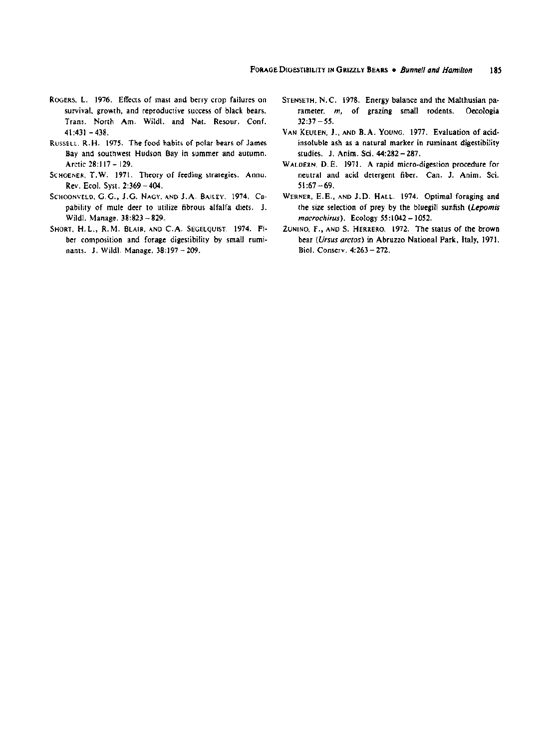ROGERS, L. 1976. Effects of mast and berry crop failures on survival, growth, and reproductive success of black bears. Trans. North Am. Wildl. and Nat. Resour. Conf. 41:431 – 438.

RUSSELL, R.H. 1975. The food habits of polar bears of James Bay and southwest Hudson Bay in summer and autumn. Arctic 28:117 – 129.

SCHOENER, T.W. 1971. Theory of feeding strategies. Annu. Rev. Ecol. Syst. 2:369 – 404.

SCHOONVELD, G.G., J.G. NAGY, AND J.A. BAILEY. 1974. Capability of mule deer to utilize fibrous alfalfa diets. J. Wildl. Manage. 38:823 – 829.

SHORT, H.L., R.M. BLAIR, AND C.A. SEGELQUIST. 1974. Fiber composition and forage digestibility by small ruminants. J. Wildl. Manage. 38:197 – 209.

STENSETH, N.C. 1978. Energy balance and the Malthusian parameter, *m*, of grazing small rodents. Oecologia 32:37 – 55.

VAN KEULEN, J., AND B.A. YOUNG. 1977. Evaluation of acid-insoluble ash as a natural marker in ruminant digestibility studies. J. Anim. Sci. 44:282 – 287.

WALDERN, D.E. 1971. A rapid micro-digestion procedure for neutral and acid detergent fiber. Can. J. Anim. Sci. 51:67 – 69.

WERNER, E.E., AND J.D. HALL. 1974. Optimal foraging and the size selection of prey by the bluegill sunfish (*Lepomis macrochirus*). Ecology 55:1042 – 1052.

ZUNINO, F., AND S. HERRERO. 1972. The status of the brown bear (*Ursus arctos*) in Abruzzo National Park, Italy, 1971. Biol. Conserv. 4:263 – 272.